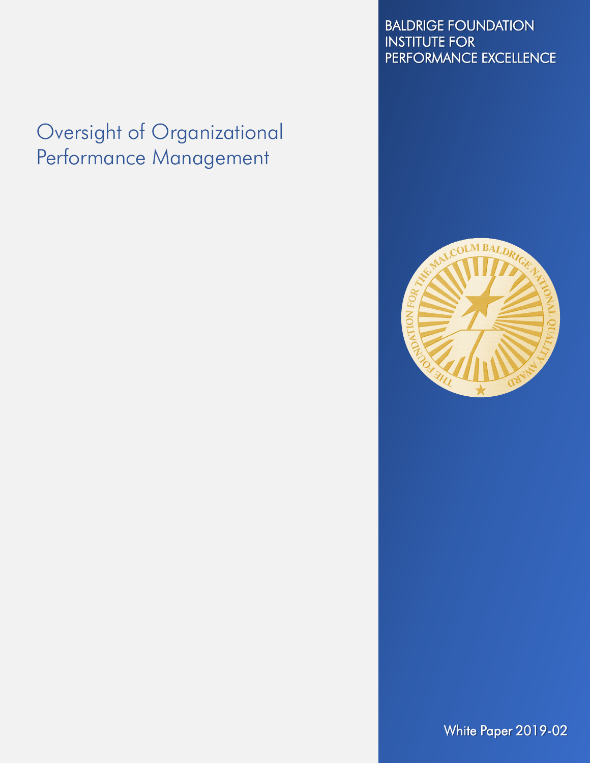BALDRIGE FOUNDATION INSTITUTE FOR PERFORMANCE EXCELLENCE

# Oversight of Organizational Performance Management

White Paper 2019-02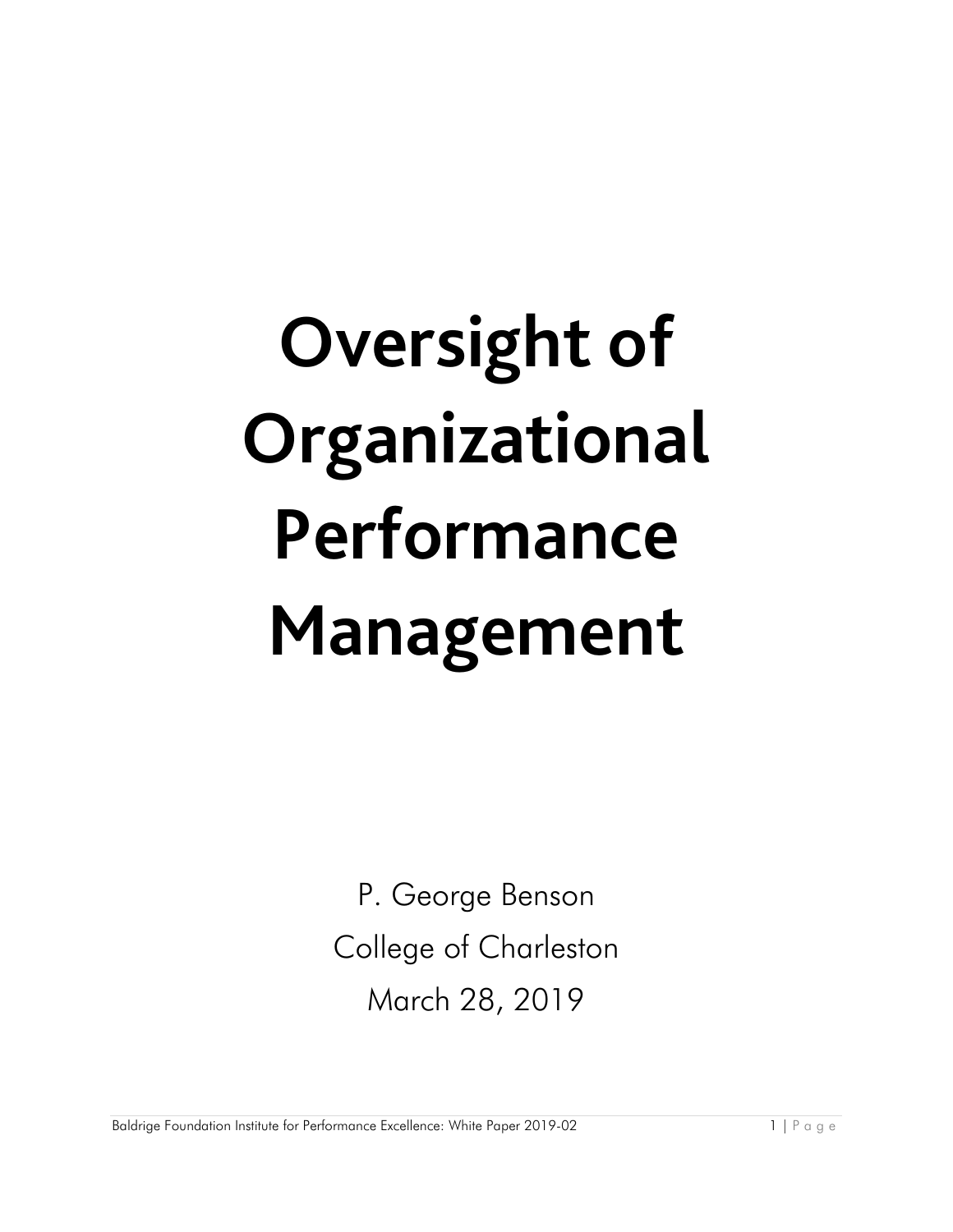# Oversight of Organizational Performance Management

P. George Benson

College of Charleston

March 28, 2019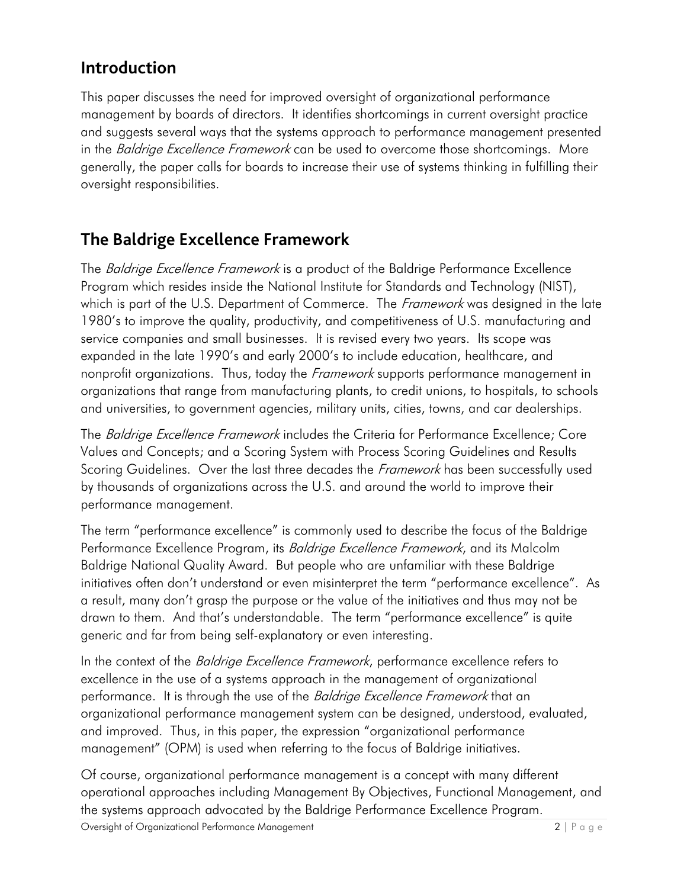## Introduction

This paper discusses the need for improved oversight of organizational performance management by boards of directors. It identifies shortcomings in current oversight practice and suggests several ways that the systems approach to performance management presented in the *Baldrige Excellence Framework* can be used to overcome those shortcomings. More generally, the paper calls for boards to increase their use of systems thinking in fulfilling their oversight responsibilities.

## The Baldrige Excellence Framework

The *Baldrige Excellence Framework* is a product of the Baldrige Performance Excellence Program which resides inside the National Institute for Standards and Technology (NIST), which is part of the U.S. Department of Commerce. The *Framework* was designed in the late 1980's to improve the quality, productivity, and competitiveness of U.S. manufacturing and service companies and small businesses. It is revised every two years. Its scope was expanded in the late 1990's and early 2000's to include education, healthcare, and nonprofit organizations. Thus, today the *Framework* supports performance management in organizations that range from manufacturing plants, to credit unions, to hospitals, to schools and universities, to government agencies, military units, cities, towns, and car dealerships.

The *Baldrige Excellence Framework* includes the Criteria for Performance Excellence; Core Values and Concepts; and a Scoring System with Process Scoring Guidelines and Results Scoring Guidelines. Over the last three decades the *Framework* has been successfully used by thousands of organizations across the U.S. and around the world to improve their performance management.

The term "performance excellence" is commonly used to describe the focus of the Baldrige Performance Excellence Program, its *Baldrige Excellence Framework*, and its Malcolm Baldrige National Quality Award. But people who are unfamiliar with these Baldrige initiatives often don't understand or even misinterpret the term "performance excellence". As a result, many don't grasp the purpose or the value of the initiatives and thus may not be drawn to them. And that's understandable. The term "performance excellence" is quite generic and far from being self-explanatory or even interesting.

In the context of the *Baldrige Excellence Framework*, performance excellence refers to excellence in the use of a systems approach in the management of organizational performance. It is through the use of the *Baldrige Excellence Framework* that an organizational performance management system can be designed, understood, evaluated, and improved. Thus, in this paper, the expression "organizational performance management" (OPM) is used when referring to the focus of Baldrige initiatives.

Of course, organizational performance management is a concept with many different operational approaches including Management By Objectives, Functional Management, and the systems approach advocated by the Baldrige Performance Excellence Program.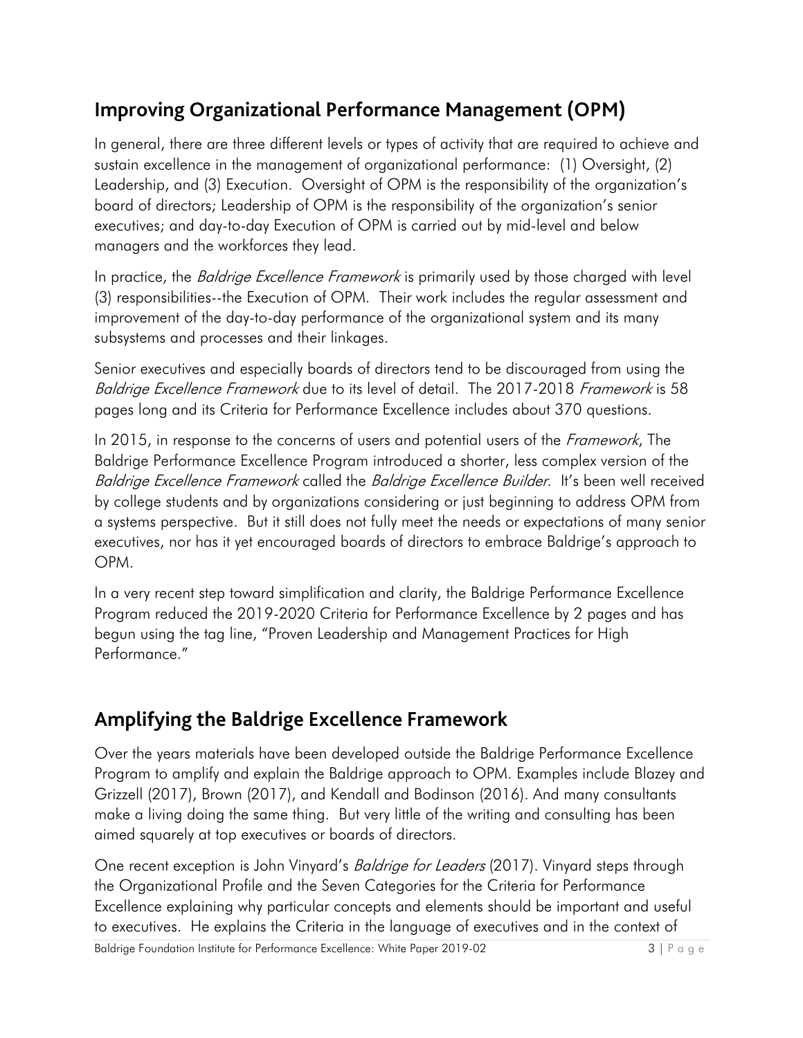## Improving Organizational Performance Management (OPM)

In general, there are three different levels or types of activity that are required to achieve and sustain excellence in the management of organizational performance: (1) Oversight, (2) Leadership, and (3) Execution. Oversight of OPM is the responsibility of the organization's board of directors; Leadership of OPM is the responsibility of the organization's senior executives; and day-to-day Execution of OPM is carried out by mid-level and below managers and the workforces they lead.

In practice, the *Baldrige Excellence Framework* is primarily used by those charged with level (3) responsibilities--the Execution of OPM. Their work includes the regular assessment and improvement of the day-to-day performance of the organizational system and its many subsystems and processes and their linkages.

Senior executives and especially boards of directors tend to be discouraged from using the *Baldrige Excellence Framework* due to its level of detail. The 2017-2018 *Framework* is 58 pages long and its Criteria for Performance Excellence includes about 370 questions.

In 2015, in response to the concerns of users and potential users of the *Framework*, The Baldrige Performance Excellence Program introduced a shorter, less complex version of the *Baldrige Excellence Framework* called the *Baldrige Excellence Builder*. It's been well received by college students and by organizations considering or just beginning to address OPM from a systems perspective. But it still does not fully meet the needs or expectations of many senior executives, nor has it yet encouraged boards of directors to embrace Baldrige's approach to OPM.

In a very recent step toward simplification and clarity, the Baldrige Performance Excellence Program reduced the 2019-2020 Criteria for Performance Excellence by 2 pages and has begun using the tag line, "Proven Leadership and Management Practices for High Performance."

## Amplifying the Baldrige Excellence Framework

Over the years materials have been developed outside the Baldrige Performance Excellence Program to amplify and explain the Baldrige approach to OPM. Examples include Blazey and Grizzell (2017), Brown (2017), and Kendall and Bodinson (2016). And many consultants make a living doing the same thing. But very little of the writing and consulting has been aimed squarely at top executives or boards of directors.

One recent exception is John Vinyard's *Baldrige for Leaders* (2017). Vinyard steps through the Organizational Profile and the Seven Categories for the Criteria for Performance Excellence explaining why particular concepts and elements should be important and useful to executives. He explains the Criteria in the language of executives and in the context of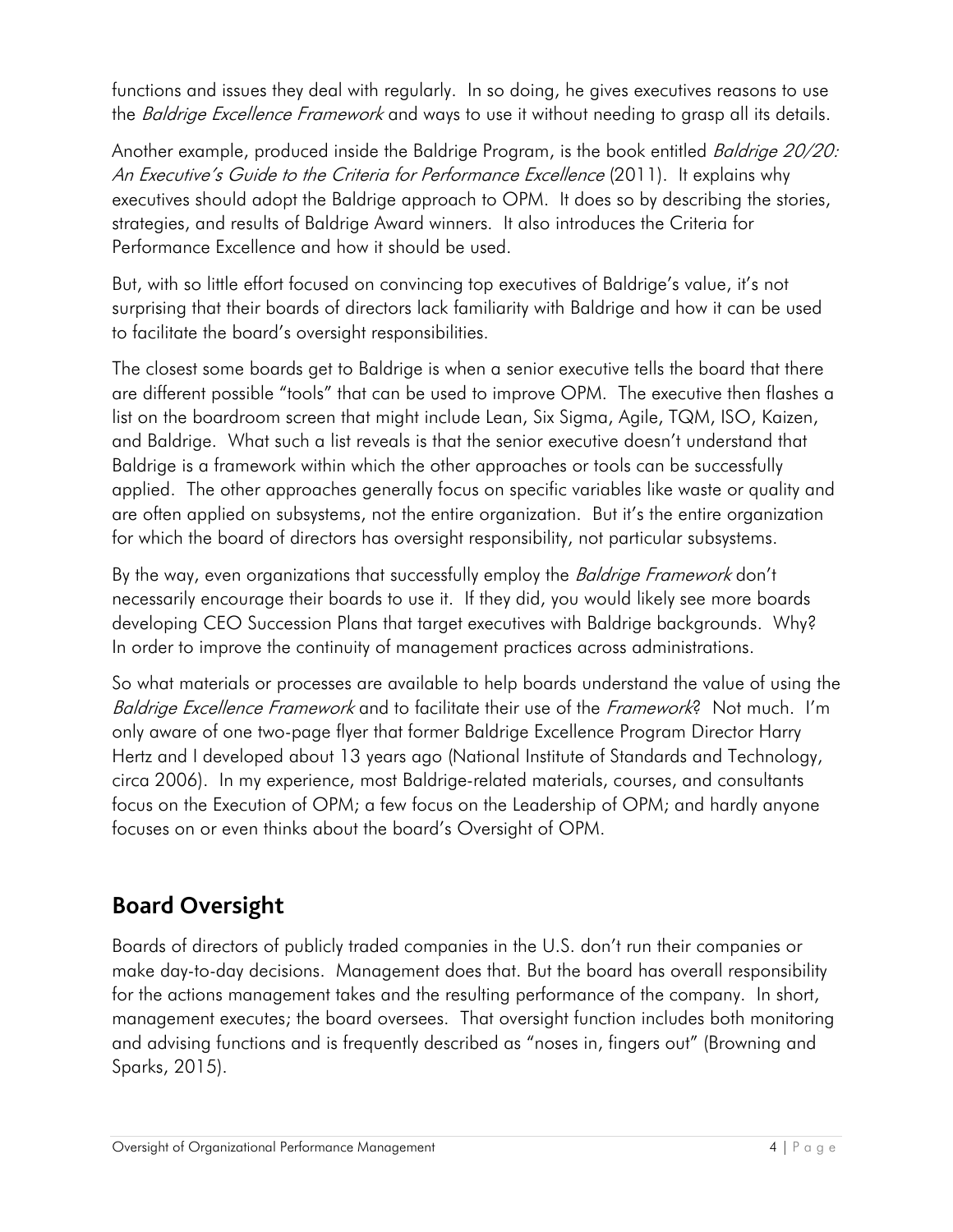functions and issues they deal with regularly. In so doing, he gives executives reasons to use the *Baldrige Excellence Framework* and ways to use it without needing to grasp all its details.

Another example, produced inside the Baldrige Program, is the book entitled *Baldrige 20/20: An Executive's Guide to the Criteria for Performance Excellence* (2011). It explains why executives should adopt the Baldrige approach to OPM. It does so by describing the stories, strategies, and results of Baldrige Award winners. It also introduces the Criteria for Performance Excellence and how it should be used.

But, with so little effort focused on convincing top executives of Baldrige's value, it's not surprising that their boards of directors lack familiarity with Baldrige and how it can be used to facilitate the board's oversight responsibilities.

The closest some boards get to Baldrige is when a senior executive tells the board that there are different possible "tools" that can be used to improve OPM. The executive then flashes a list on the boardroom screen that might include Lean, Six Sigma, Agile, TQM, ISO, Kaizen, and Baldrige. What such a list reveals is that the senior executive doesn't understand that Baldrige is a framework within which the other approaches or tools can be successfully applied. The other approaches generally focus on specific variables like waste or quality and are often applied on subsystems, not the entire organization. But it's the entire organization for which the board of directors has oversight responsibility, not particular subsystems.

By the way, even organizations that successfully employ the *Baldrige Framework* don't necessarily encourage their boards to use it. If they did, you would likely see more boards developing CEO Succession Plans that target executives with Baldrige backgrounds. Why? In order to improve the continuity of management practices across administrations.

So what materials or processes are available to help boards understand the value of using the *Baldrige Excellence Framework* and to facilitate their use of the *Framework*? Not much. I'm only aware of one two-page flyer that former Baldrige Excellence Program Director Harry Hertz and I developed about 13 years ago (National Institute of Standards and Technology, circa 2006). In my experience, most Baldrige-related materials, courses, and consultants focus on the Execution of OPM; a few focus on the Leadership of OPM; and hardly anyone focuses on or even thinks about the board's Oversight of OPM.

## Board Oversight

Boards of directors of publicly traded companies in the U.S. don't run their companies or make day-to-day decisions. Management does that. But the board has overall responsibility for the actions management takes and the resulting performance of the company. In short, management executes; the board oversees. That oversight function includes both monitoring and advising functions and is frequently described as "noses in, fingers out" (Browning and Sparks, 2015).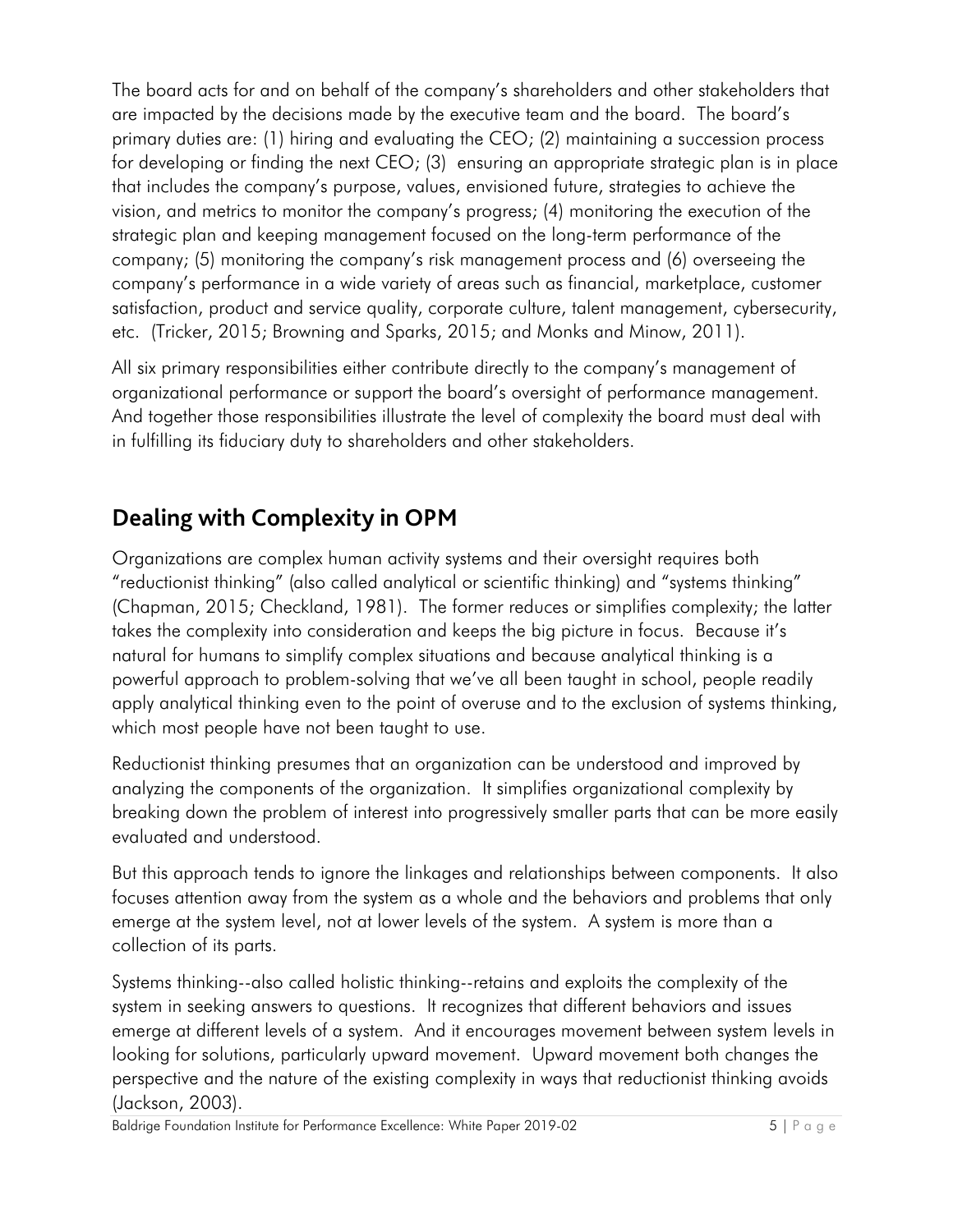The board acts for and on behalf of the company's shareholders and other stakeholders that are impacted by the decisions made by the executive team and the board. The board's primary duties are: (1) hiring and evaluating the CEO; (2) maintaining a succession process for developing or finding the next CEO; (3) ensuring an appropriate strategic plan is in place that includes the company's purpose, values, envisioned future, strategies to achieve the vision, and metrics to monitor the company's progress; (4) monitoring the execution of the strategic plan and keeping management focused on the long-term performance of the company; (5) monitoring the company's risk management process and (6) overseeing the company's performance in a wide variety of areas such as financial, marketplace, customer satisfaction, product and service quality, corporate culture, talent management, cybersecurity, etc. (Tricker, 2015; Browning and Sparks, 2015; and Monks and Minow, 2011).

All six primary responsibilities either contribute directly to the company's management of organizational performance or support the board's oversight of performance management. And together those responsibilities illustrate the level of complexity the board must deal with in fulfilling its fiduciary duty to shareholders and other stakeholders.

## Dealing with Complexity in OPM

Organizations are complex human activity systems and their oversight requires both "reductionist thinking" (also called analytical or scientific thinking) and "systems thinking" (Chapman, 2015; Checkland, 1981). The former reduces or simplifies complexity; the latter takes the complexity into consideration and keeps the big picture in focus. Because it's natural for humans to simplify complex situations and because analytical thinking is a powerful approach to problem-solving that we've all been taught in school, people readily apply analytical thinking even to the point of overuse and to the exclusion of systems thinking, which most people have not been taught to use.

Reductionist thinking presumes that an organization can be understood and improved by analyzing the components of the organization. It simplifies organizational complexity by breaking down the problem of interest into progressively smaller parts that can be more easily evaluated and understood.

But this approach tends to ignore the linkages and relationships between components. It also focuses attention away from the system as a whole and the behaviors and problems that only emerge at the system level, not at lower levels of the system. A system is more than a collection of its parts.

Systems thinking--also called holistic thinking--retains and exploits the complexity of the system in seeking answers to questions. It recognizes that different behaviors and issues emerge at different levels of a system. And it encourages movement between system levels in looking for solutions, particularly upward movement. Upward movement both changes the perspective and the nature of the existing complexity in ways that reductionist thinking avoids (Jackson, 2003).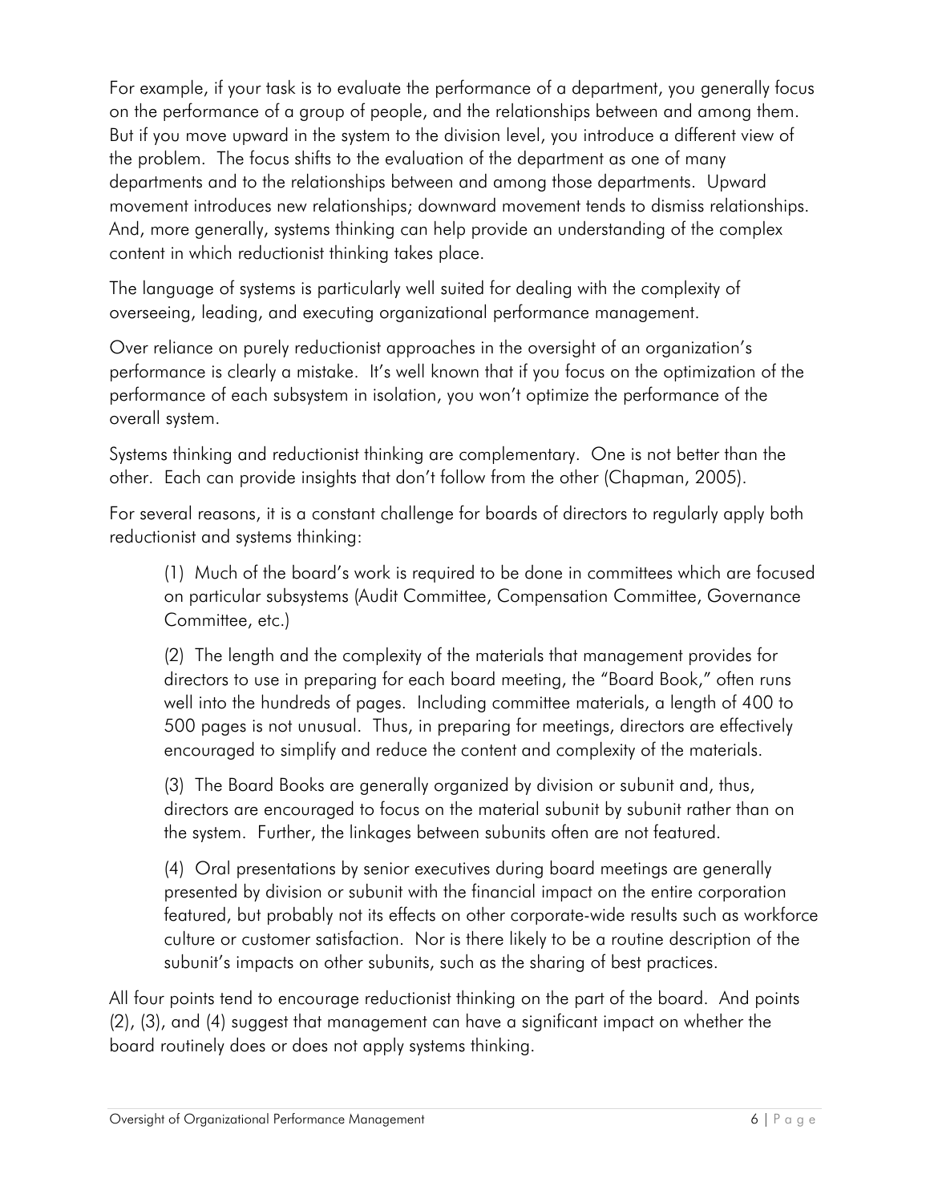For example, if your task is to evaluate the performance of a department, you generally focus on the performance of a group of people, and the relationships between and among them. But if you move upward in the system to the division level, you introduce a different view of the problem. The focus shifts to the evaluation of the department as one of many departments and to the relationships between and among those departments. Upward movement introduces new relationships; downward movement tends to dismiss relationships. And, more generally, systems thinking can help provide an understanding of the complex content in which reductionist thinking takes place.

The language of systems is particularly well suited for dealing with the complexity of overseeing, leading, and executing organizational performance management.

Over reliance on purely reductionist approaches in the oversight of an organization's performance is clearly a mistake. It's well known that if you focus on the optimization of the performance of each subsystem in isolation, you won't optimize the performance of the overall system.

Systems thinking and reductionist thinking are complementary. One is not better than the other. Each can provide insights that don't follow from the other (Chapman, 2005).

For several reasons, it is a constant challenge for boards of directors to regularly apply both reductionist and systems thinking:

> (1) Much of the board's work is required to be done in committees which are focused on particular subsystems (Audit Committee, Compensation Committee, Governance Committee, etc.)
>
> (2) The length and the complexity of the materials that management provides for directors to use in preparing for each board meeting, the "Board Book," often runs well into the hundreds of pages. Including committee materials, a length of 400 to 500 pages is not unusual. Thus, in preparing for meetings, directors are effectively encouraged to simplify and reduce the content and complexity of the materials.
>
> (3) The Board Books are generally organized by division or subunit and, thus, directors are encouraged to focus on the material subunit by subunit rather than on the system. Further, the linkages between subunits often are not featured.
>
> (4) Oral presentations by senior executives during board meetings are generally presented by division or subunit with the financial impact on the entire corporation featured, but probably not its effects on other corporate-wide results such as workforce culture or customer satisfaction. Nor is there likely to be a routine description of the subunit's impacts on other subunits, such as the sharing of best practices.

All four points tend to encourage reductionist thinking on the part of the board. And points (2), (3), and (4) suggest that management can have a significant impact on whether the board routinely does or does not apply systems thinking.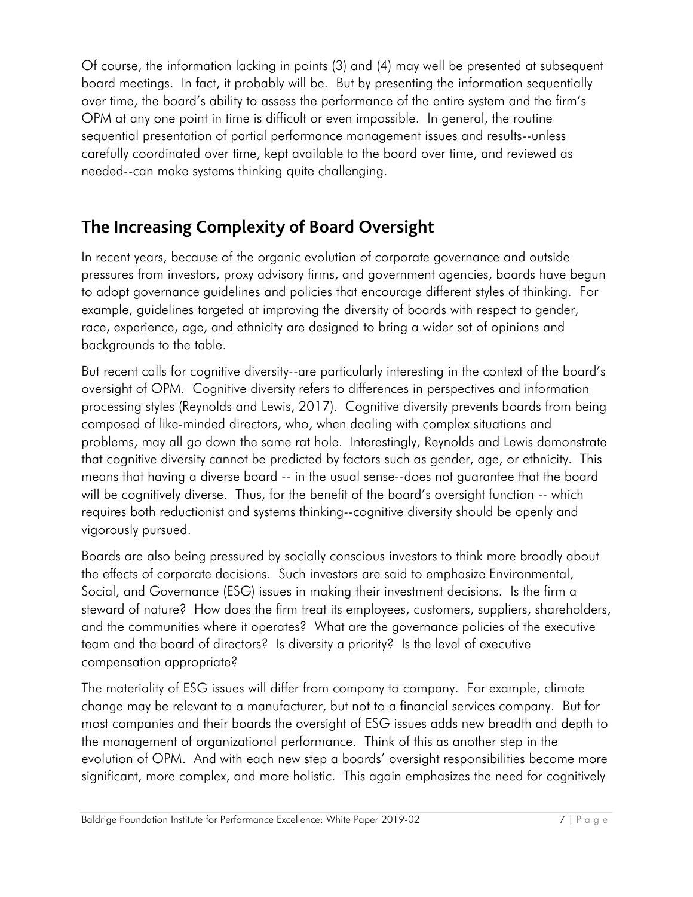Of course, the information lacking in points (3) and (4) may well be presented at subsequent board meetings. In fact, it probably will be. But by presenting the information sequentially over time, the board's ability to assess the performance of the entire system and the firm's OPM at any one point in time is difficult or even impossible. In general, the routine sequential presentation of partial performance management issues and results--unless carefully coordinated over time, kept available to the board over time, and reviewed as needed--can make systems thinking quite challenging.

## The Increasing Complexity of Board Oversight

In recent years, because of the organic evolution of corporate governance and outside pressures from investors, proxy advisory firms, and government agencies, boards have begun to adopt governance guidelines and policies that encourage different styles of thinking. For example, guidelines targeted at improving the diversity of boards with respect to gender, race, experience, age, and ethnicity are designed to bring a wider set of opinions and backgrounds to the table.

But recent calls for cognitive diversity--are particularly interesting in the context of the board's oversight of OPM. Cognitive diversity refers to differences in perspectives and information processing styles (Reynolds and Lewis, 2017). Cognitive diversity prevents boards from being composed of like-minded directors, who, when dealing with complex situations and problems, may all go down the same rat hole. Interestingly, Reynolds and Lewis demonstrate that cognitive diversity cannot be predicted by factors such as gender, age, or ethnicity. This means that having a diverse board -- in the usual sense--does not guarantee that the board will be cognitively diverse. Thus, for the benefit of the board's oversight function -- which requires both reductionist and systems thinking--cognitive diversity should be openly and vigorously pursued.

Boards are also being pressured by socially conscious investors to think more broadly about the effects of corporate decisions. Such investors are said to emphasize Environmental, Social, and Governance (ESG) issues in making their investment decisions. Is the firm a steward of nature? How does the firm treat its employees, customers, suppliers, shareholders, and the communities where it operates? What are the governance policies of the executive team and the board of directors? Is diversity a priority? Is the level of executive compensation appropriate?

The materiality of ESG issues will differ from company to company. For example, climate change may be relevant to a manufacturer, but not to a financial services company. But for most companies and their boards the oversight of ESG issues adds new breadth and depth to the management of organizational performance. Think of this as another step in the evolution of OPM. And with each new step a boards' oversight responsibilities become more significant, more complex, and more holistic. This again emphasizes the need for cognitively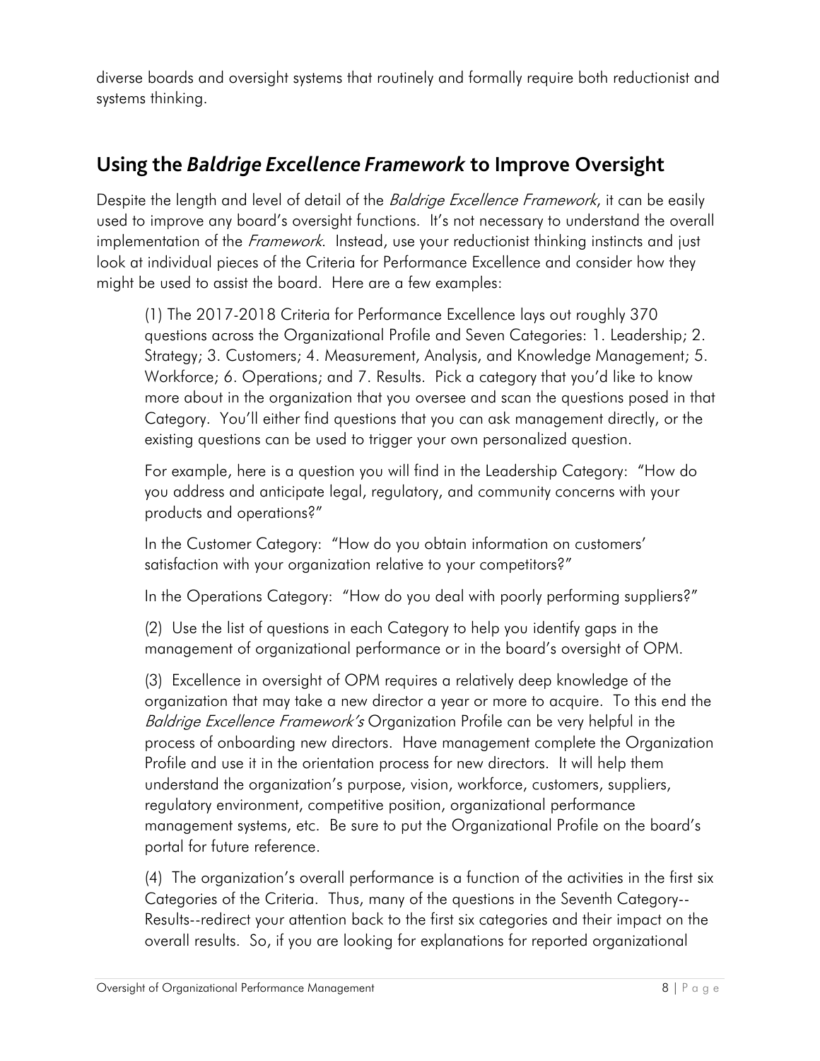diverse boards and oversight systems that routinely and formally require both reductionist and systems thinking.

## Using the *Baldrige Excellence Framework* to Improve Oversight

Despite the length and level of detail of the *Baldrige Excellence Framework*, it can be easily used to improve any board's oversight functions. It's not necessary to understand the overall implementation of the *Framework*. Instead, use your reductionist thinking instincts and just look at individual pieces of the Criteria for Performance Excellence and consider how they might be used to assist the board. Here are a few examples:

(1) The 2017-2018 Criteria for Performance Excellence lays out roughly 370 questions across the Organizational Profile and Seven Categories: 1. Leadership; 2. Strategy; 3. Customers; 4. Measurement, Analysis, and Knowledge Management; 5. Workforce; 6. Operations; and 7. Results. Pick a category that you'd like to know more about in the organization that you oversee and scan the questions posed in that Category. You'll either find questions that you can ask management directly, or the existing questions can be used to trigger your own personalized question.

For example, here is a question you will find in the Leadership Category: "How do you address and anticipate legal, regulatory, and community concerns with your products and operations?"

In the Customer Category: "How do you obtain information on customers' satisfaction with your organization relative to your competitors?"

In the Operations Category: "How do you deal with poorly performing suppliers?"

(2) Use the list of questions in each Category to help you identify gaps in the management of organizational performance or in the board's oversight of OPM.

(3) Excellence in oversight of OPM requires a relatively deep knowledge of the organization that may take a new director a year or more to acquire. To this end the *Baldrige Excellence Framework's* Organization Profile can be very helpful in the process of onboarding new directors. Have management complete the Organization Profile and use it in the orientation process for new directors. It will help them understand the organization's purpose, vision, workforce, customers, suppliers, regulatory environment, competitive position, organizational performance management systems, etc. Be sure to put the Organizational Profile on the board's portal for future reference.

(4) The organization's overall performance is a function of the activities in the first six Categories of the Criteria. Thus, many of the questions in the Seventh Category--Results--redirect your attention back to the first six categories and their impact on the overall results. So, if you are looking for explanations for reported organizational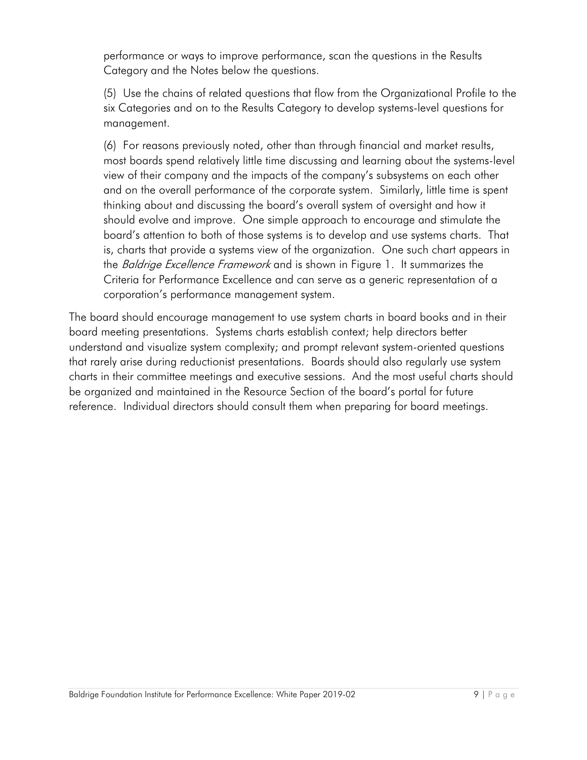performance or ways to improve performance, scan the questions in the Results Category and the Notes below the questions.

(5) Use the chains of related questions that flow from the Organizational Profile to the six Categories and on to the Results Category to develop systems-level questions for management.

(6) For reasons previously noted, other than through financial and market results, most boards spend relatively little time discussing and learning about the systems-level view of their company and the impacts of the company's subsystems on each other and on the overall performance of the corporate system. Similarly, little time is spent thinking about and discussing the board's overall system of oversight and how it should evolve and improve. One simple approach to encourage and stimulate the board's attention to both of those systems is to develop and use systems charts. That is, charts that provide a systems view of the organization. One such chart appears in the *Baldrige Excellence Framework* and is shown in Figure 1. It summarizes the Criteria for Performance Excellence and can serve as a generic representation of a corporation's performance management system.

The board should encourage management to use system charts in board books and in their board meeting presentations. Systems charts establish context; help directors better understand and visualize system complexity; and prompt relevant system-oriented questions that rarely arise during reductionist presentations. Boards should also regularly use system charts in their committee meetings and executive sessions. And the most useful charts should be organized and maintained in the Resource Section of the board's portal for future reference. Individual directors should consult them when preparing for board meetings.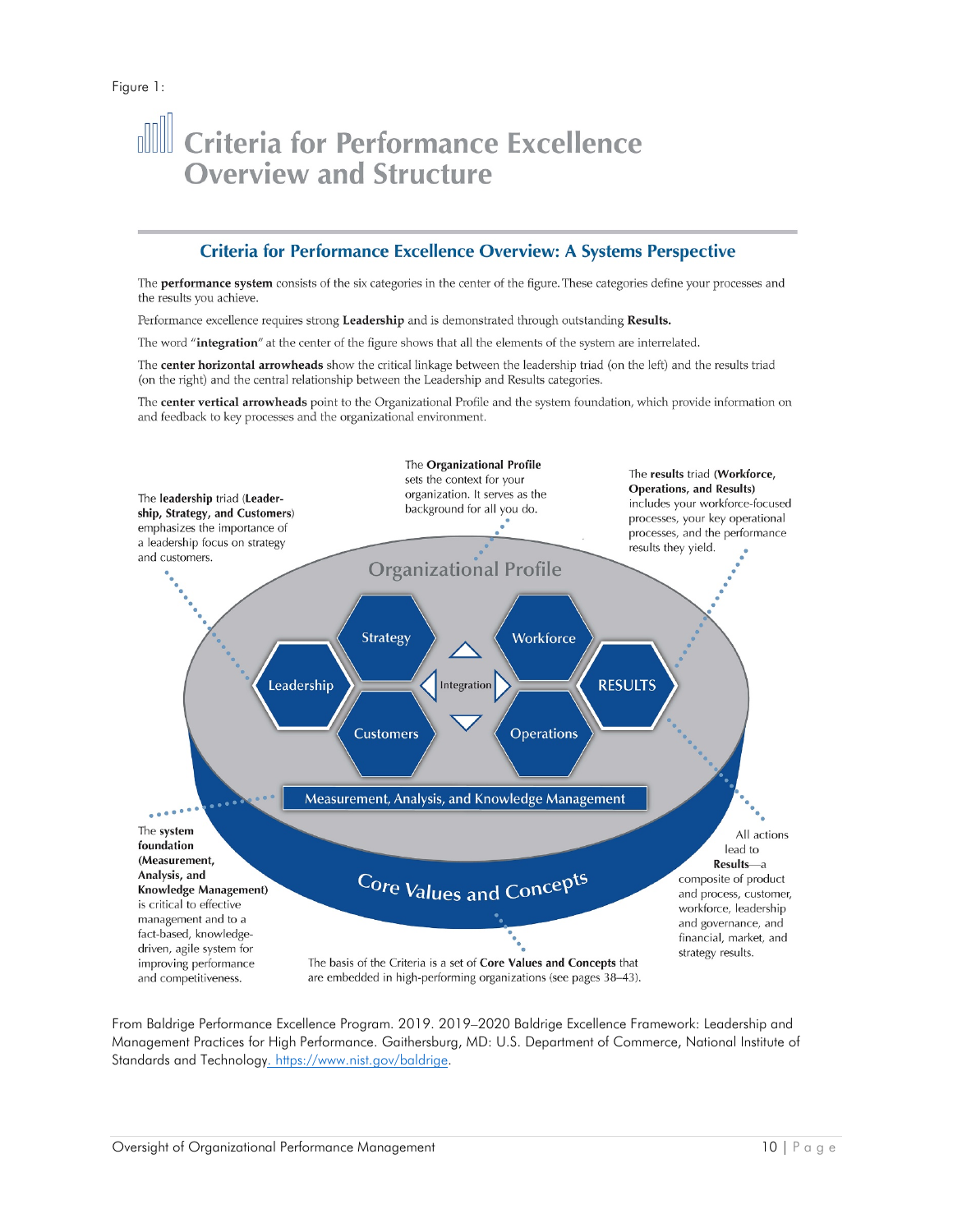Figure 1:

# Criteria for Performance Excellence Overview and Structure

## Criteria for Performance Excellence Overview: A Systems Perspective

The **performance system** consists of the six categories in the center of the figure. These categories define your processes and the results you achieve.

Performance excellence requires strong **Leadership** and is demonstrated through outstanding **Results.**

The word "**integration**" at the center of the figure shows that all the elements of the system are interrelated.

The **center horizontal arrowheads** show the critical linkage between the leadership triad (on the left) and the results triad (on the right) and the central relationship between the Leadership and Results categories.

The **center vertical arrowheads** point to the Organizational Profile and the system foundation, which provide information on and feedback to key processes and the organizational environment.

The **leadership** triad (**Leadership, Strategy, and Customers**) emphasizes the importance of a leadership focus on strategy and customers.

The **Organizational Profile** sets the context for your organization. It serves as the background for all you do.

The **results** triad (**Workforce, Operations, and Results**) includes your workforce-focused processes, your key operational processes, and the performance results they yield.

Organizational Profile

Strategy | Workforce | Leadership | Integration | RESULTS | Customers | Operations

Measurement, Analysis, and Knowledge Management

Core Values and Concepts

The **system foundation (Measurement, Analysis, and Knowledge Management)** is critical to effective management and to a fact-based, knowledge-driven, agile system for improving performance and competitiveness.

The basis of the Criteria is a set of **Core Values and Concepts** that are embedded in high-performing organizations (see pages 38–43).

All actions lead to **Results**—a composite of product and process, customer, workforce, leadership and governance, and financial, market, and strategy results.

From Baldrige Performance Excellence Program. 2019. 2019–2020 Baldrige Excellence Framework: Leadership and Management Practices for High Performance. Gaithersburg, MD: U.S. Department of Commerce, National Institute of Standards and Technology. https://www.nist.gov/baldrige.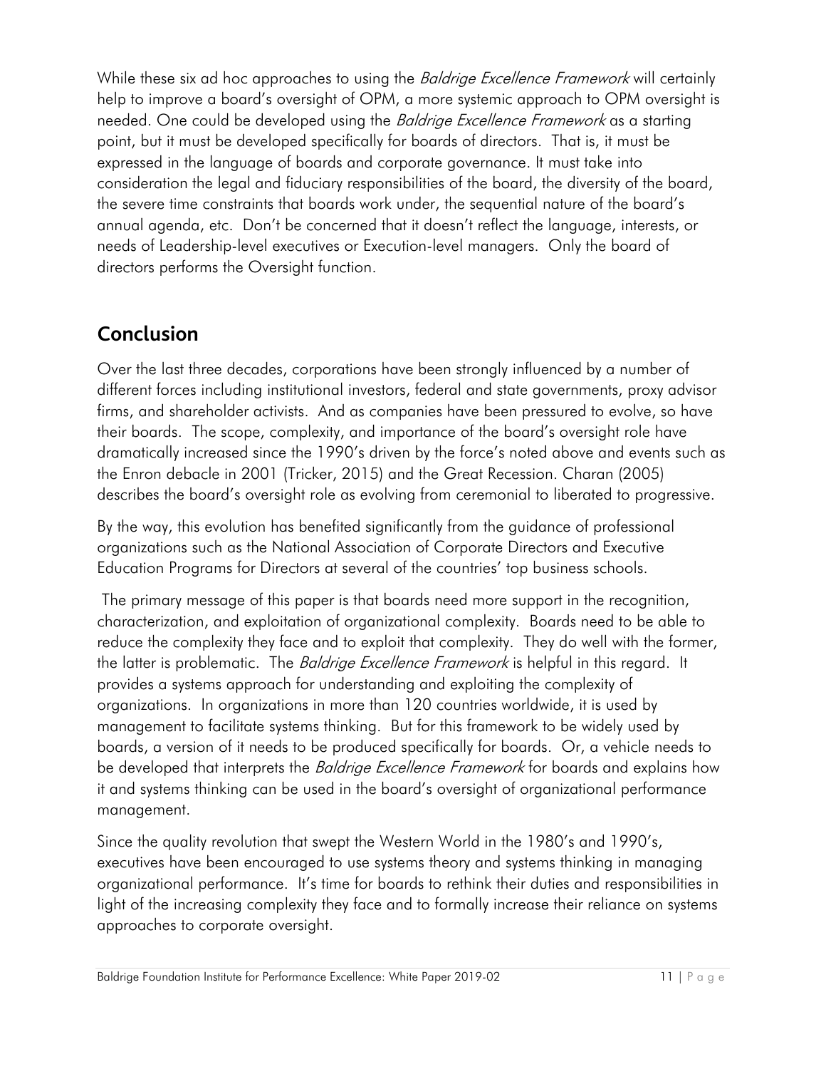While these six ad hoc approaches to using the *Baldrige Excellence Framework* will certainly help to improve a board's oversight of OPM, a more systemic approach to OPM oversight is needed. One could be developed using the *Baldrige Excellence Framework* as a starting point, but it must be developed specifically for boards of directors. That is, it must be expressed in the language of boards and corporate governance. It must take into consideration the legal and fiduciary responsibilities of the board, the diversity of the board, the severe time constraints that boards work under, the sequential nature of the board's annual agenda, etc. Don't be concerned that it doesn't reflect the language, interests, or needs of Leadership-level executives or Execution-level managers. Only the board of directors performs the Oversight function.

## Conclusion

Over the last three decades, corporations have been strongly influenced by a number of different forces including institutional investors, federal and state governments, proxy advisor firms, and shareholder activists. And as companies have been pressured to evolve, so have their boards. The scope, complexity, and importance of the board's oversight role have dramatically increased since the 1990's driven by the force's noted above and events such as the Enron debacle in 2001 (Tricker, 2015) and the Great Recession. Charan (2005) describes the board's oversight role as evolving from ceremonial to liberated to progressive.

By the way, this evolution has benefited significantly from the guidance of professional organizations such as the National Association of Corporate Directors and Executive Education Programs for Directors at several of the countries' top business schools.

The primary message of this paper is that boards need more support in the recognition, characterization, and exploitation of organizational complexity. Boards need to be able to reduce the complexity they face and to exploit that complexity. They do well with the former, the latter is problematic. The *Baldrige Excellence Framework* is helpful in this regard. It provides a systems approach for understanding and exploiting the complexity of organizations. In organizations in more than 120 countries worldwide, it is used by management to facilitate systems thinking. But for this framework to be widely used by boards, a version of it needs to be produced specifically for boards. Or, a vehicle needs to be developed that interprets the *Baldrige Excellence Framework* for boards and explains how it and systems thinking can be used in the board's oversight of organizational performance management.

Since the quality revolution that swept the Western World in the 1980's and 1990's, executives have been encouraged to use systems theory and systems thinking in managing organizational performance. It's time for boards to rethink their duties and responsibilities in light of the increasing complexity they face and to formally increase their reliance on systems approaches to corporate oversight.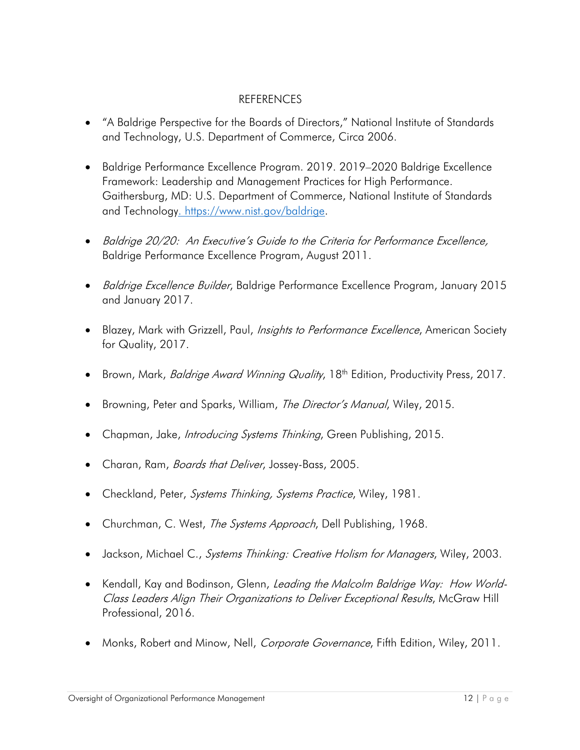# REFERENCES

- "A Baldrige Perspective for the Boards of Directors," National Institute of Standards and Technology, U.S. Department of Commerce, Circa 2006.
- Baldrige Performance Excellence Program. 2019. 2019–2020 Baldrige Excellence Framework: Leadership and Management Practices for High Performance. Gaithersburg, MD: U.S. Department of Commerce, National Institute of Standards and Technology. https://www.nist.gov/baldrige.
- *Baldrige 20/20: An Executive's Guide to the Criteria for Performance Excellence,* Baldrige Performance Excellence Program, August 2011.
- *Baldrige Excellence Builder*, Baldrige Performance Excellence Program, January 2015 and January 2017.
- Blazey, Mark with Grizzell, Paul, *Insights to Performance Excellence*, American Society for Quality, 2017.
- Brown, Mark, *Baldrige Award Winning Quality*, 18th Edition, Productivity Press, 2017.
- Browning, Peter and Sparks, William, *The Director's Manual*, Wiley, 2015.
- Chapman, Jake, *Introducing Systems Thinking*, Green Publishing, 2015.
- Charan, Ram, *Boards that Deliver*, Jossey-Bass, 2005.
- Checkland, Peter, *Systems Thinking, Systems Practice*, Wiley, 1981.
- Churchman, C. West, *The Systems Approach*, Dell Publishing, 1968.
- Jackson, Michael C., *Systems Thinking: Creative Holism for Managers*, Wiley, 2003.
- Kendall, Kay and Bodinson, Glenn, *Leading the Malcolm Baldrige Way: How World-Class Leaders Align Their Organizations to Deliver Exceptional Results*, McGraw Hill Professional, 2016.
- Monks, Robert and Minow, Nell, *Corporate Governance*, Fifth Edition, Wiley, 2011.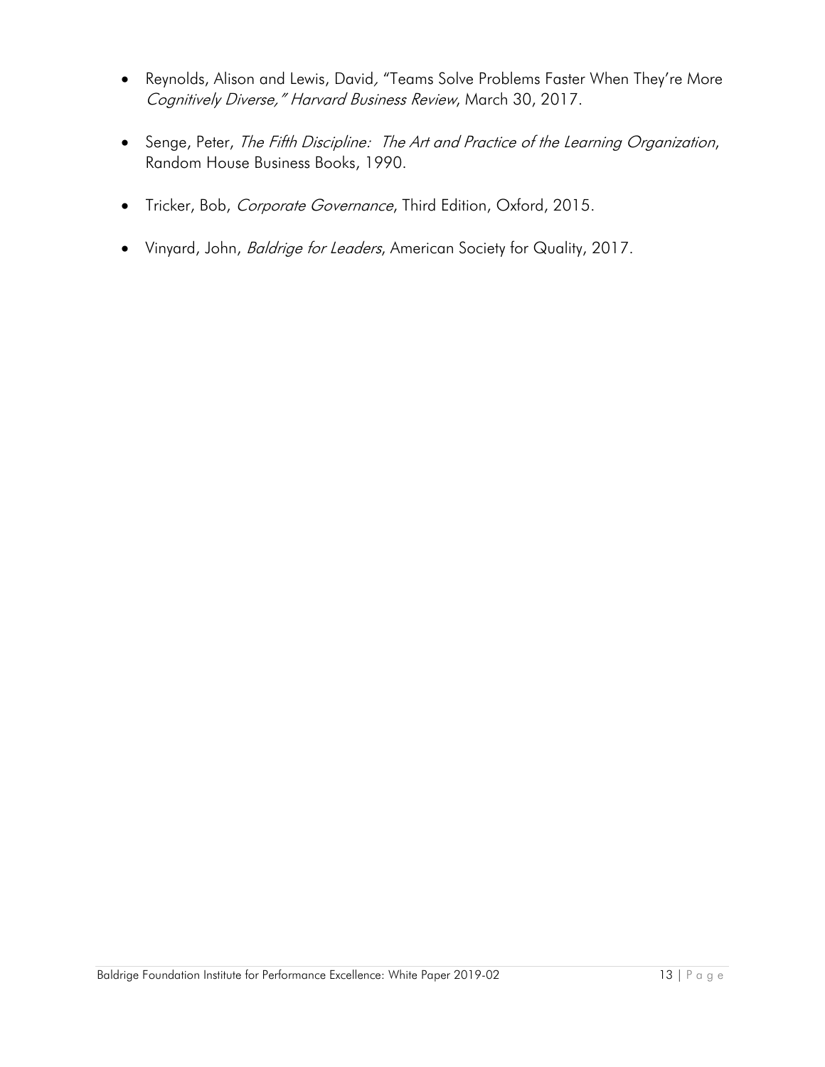- Reynolds, Alison and Lewis, David*,* "Teams Solve Problems Faster When They're More *Cognitively Diverse," Harvard Business Review*, March 30, 2017.

- Senge, Peter, *The Fifth Discipline: The Art and Practice of the Learning Organization*, Random House Business Books, 1990.

- Tricker, Bob, *Corporate Governance*, Third Edition, Oxford, 2015.

- Vinyard, John, *Baldrige for Leaders*, American Society for Quality, 2017.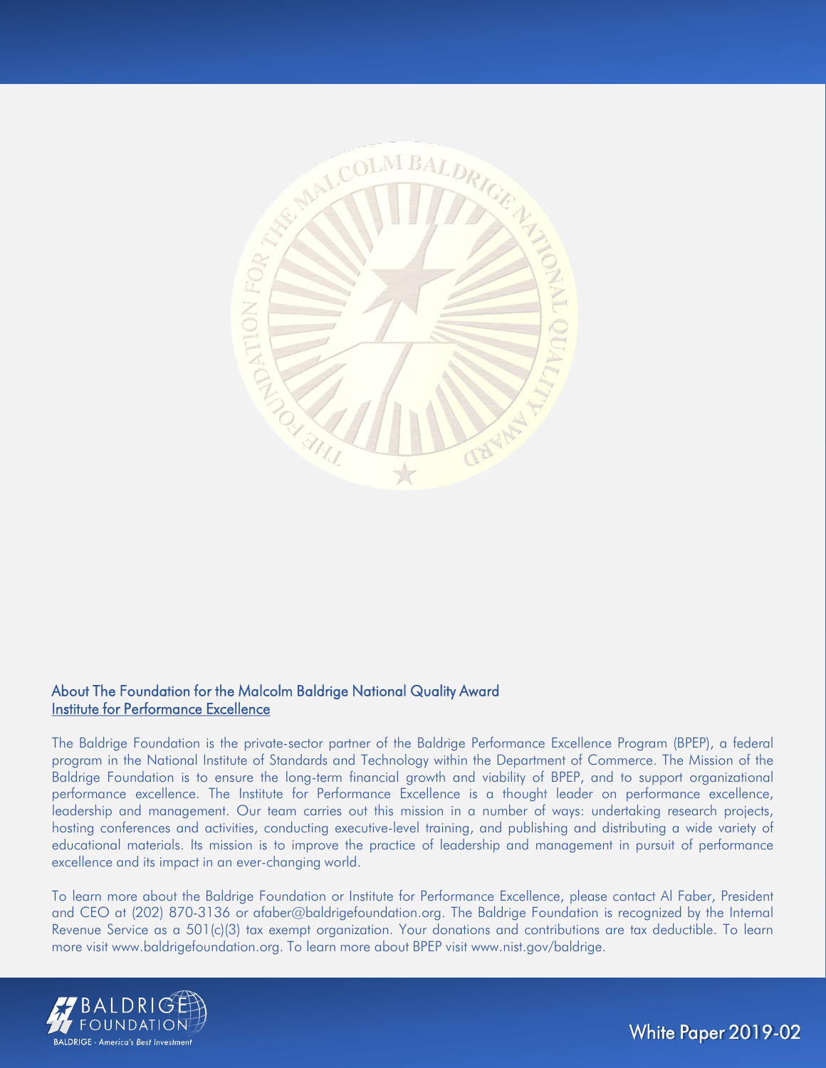## About The Foundation for the Malcolm Baldrige National Quality Award

Institute for Performance Excellence

The Baldrige Foundation is the private-sector partner of the Baldrige Performance Excellence Program (BPEP), a federal program in the National Institute of Standards and Technology within the Department of Commerce. The Mission of the Baldrige Foundation is to ensure the long-term financial growth and viability of BPEP, and to support organizational performance excellence. The Institute for Performance Excellence is a thought leader on performance excellence, leadership and management. Our team carries out this mission in a number of ways: undertaking research projects, hosting conferences and activities, conducting executive-level training, and publishing and distributing a wide variety of educational materials. Its mission is to improve the practice of leadership and management in pursuit of performance excellence and its impact in an ever-changing world.

To learn more about the Baldrige Foundation or Institute for Performance Excellence, please contact Al Faber, President and CEO at (202) 870-3136 or afaber@baldrigefoundation.org. The Baldrige Foundation is recognized by the Internal Revenue Service as a 501(c)(3) tax exempt organization. Your donations and contributions are tax deductible. To learn more visit www.baldrigefoundation.org. To learn more about BPEP visit www.nist.gov/baldrige.

BALDRIGE FOUNDATION

BALDRIGE - America's Best Investment

White Paper 2019-02